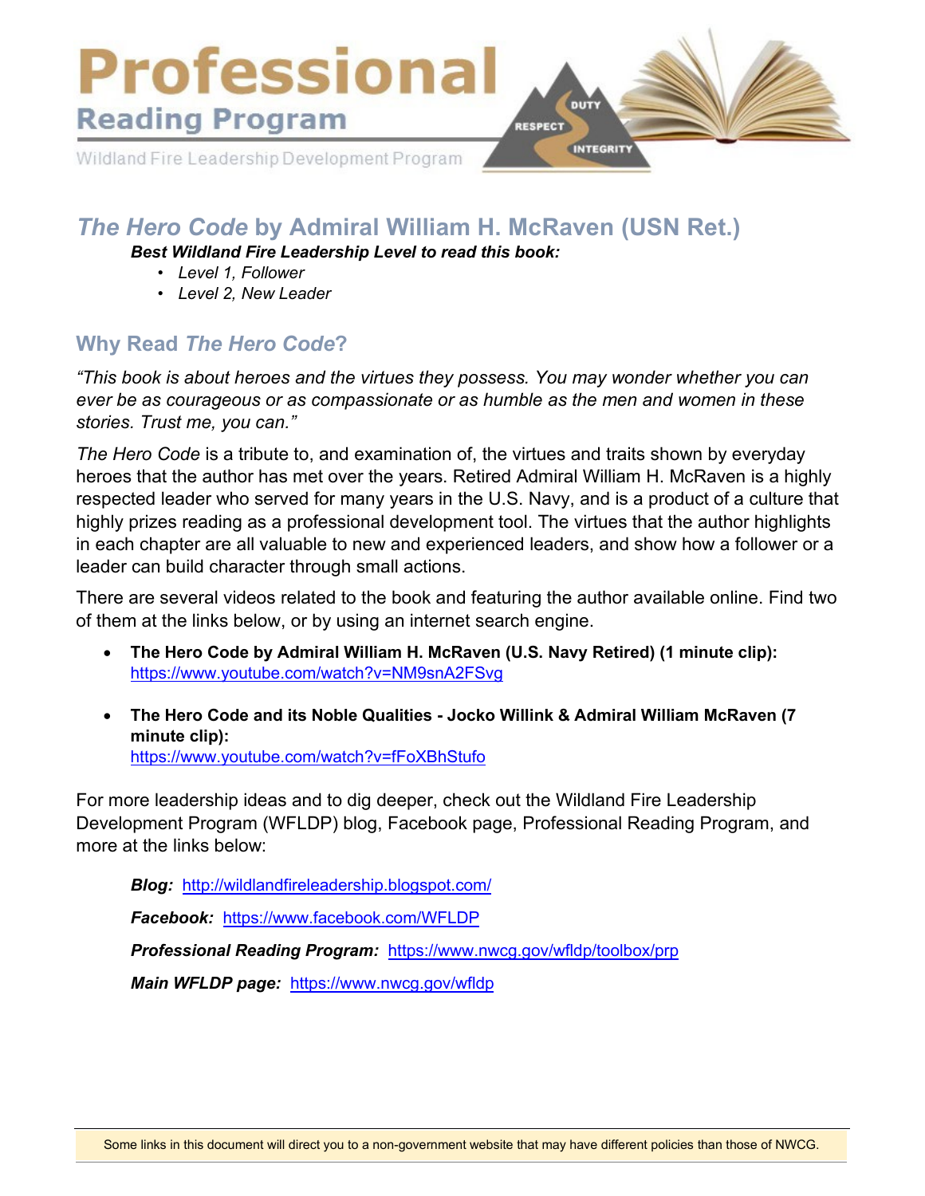# Professional

## Reading Program

Wildland Fire Leadership Development Program

DUTY RESPECT INTEGRITY

## *The Hero Code* by Admiral William H. McRaven (USN Ret.)

***Best Wildland Fire Leadership Level to read this book:***

- *Level 1, Follower*
- *Level 2, New Leader*

### Why Read *The Hero Code*?

*"This book is about heroes and the virtues they possess. You may wonder whether you can ever be as courageous or as compassionate or as humble as the men and women in these stories. Trust me, you can."*

*The Hero Code* is a tribute to, and examination of, the virtues and traits shown by everyday heroes that the author has met over the years. Retired Admiral William H. McRaven is a highly respected leader who served for many years in the U.S. Navy, and is a product of a culture that highly prizes reading as a professional development tool. The virtues that the author highlights in each chapter are all valuable to new and experienced leaders, and show how a follower or a leader can build character through small actions.

There are several videos related to the book and featuring the author available online. Find two of them at the links below, or by using an internet search engine.

- **The Hero Code by Admiral William H. McRaven (U.S. Navy Retired) (1 minute clip):** https://www.youtube.com/watch?v=NM9snA2FSvg
- **The Hero Code and its Noble Qualities - Jocko Willink & Admiral William McRaven (7 minute clip):** https://www.youtube.com/watch?v=fFoXBhStufo

For more leadership ideas and to dig deeper, check out the Wildland Fire Leadership Development Program (WFLDP) blog, Facebook page, Professional Reading Program, and more at the links below:

***Blog:*** http://wildlandfireleadership.blogspot.com/

***Facebook:*** https://www.facebook.com/WFLDP

***Professional Reading Program:*** https://www.nwcg.gov/wfldp/toolbox/prp

***Main WFLDP page:*** https://www.nwcg.gov/wfldp

Some links in this document will direct you to a non-government website that may have different policies than those of NWCG.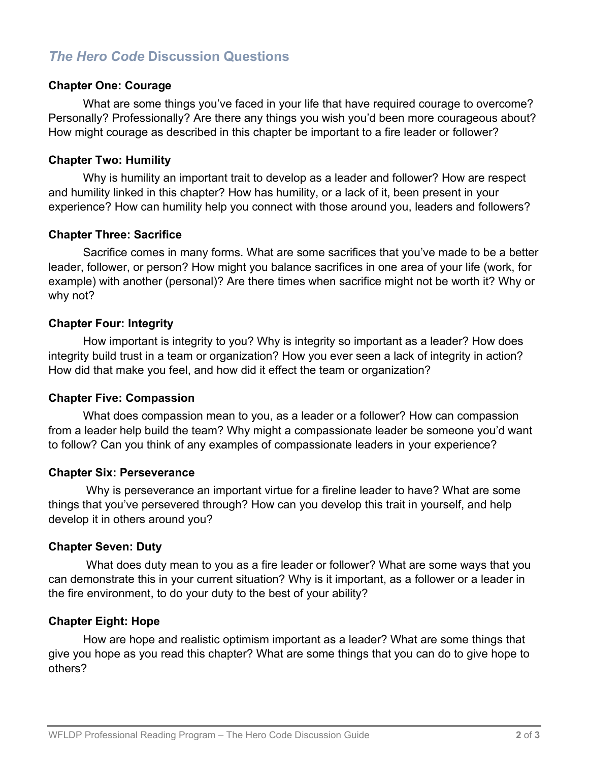## *The Hero Code* Discussion Questions

### Chapter One: Courage

What are some things you've faced in your life that have required courage to overcome? Personally? Professionally? Are there any things you wish you'd been more courageous about? How might courage as described in this chapter be important to a fire leader or follower?

### Chapter Two: Humility

Why is humility an important trait to develop as a leader and follower? How are respect and humility linked in this chapter? How has humility, or a lack of it, been present in your experience? How can humility help you connect with those around you, leaders and followers?

### Chapter Three: Sacrifice

Sacrifice comes in many forms. What are some sacrifices that you've made to be a better leader, follower, or person? How might you balance sacrifices in one area of your life (work, for example) with another (personal)? Are there times when sacrifice might not be worth it? Why or why not?

### Chapter Four: Integrity

How important is integrity to you? Why is integrity so important as a leader? How does integrity build trust in a team or organization? How you ever seen a lack of integrity in action? How did that make you feel, and how did it effect the team or organization?

### Chapter Five: Compassion

What does compassion mean to you, as a leader or a follower? How can compassion from a leader help build the team? Why might a compassionate leader be someone you'd want to follow? Can you think of any examples of compassionate leaders in your experience?

### Chapter Six: Perseverance

Why is perseverance an important virtue for a fireline leader to have? What are some things that you've persevered through? How can you develop this trait in yourself, and help develop it in others around you?

### Chapter Seven: Duty

What does duty mean to you as a fire leader or follower? What are some ways that you can demonstrate this in your current situation? Why is it important, as a follower or a leader in the fire environment, to do your duty to the best of your ability?

### Chapter Eight: Hope

How are hope and realistic optimism important as a leader? What are some things that give you hope as you read this chapter? What are some things that you can do to give hope to others?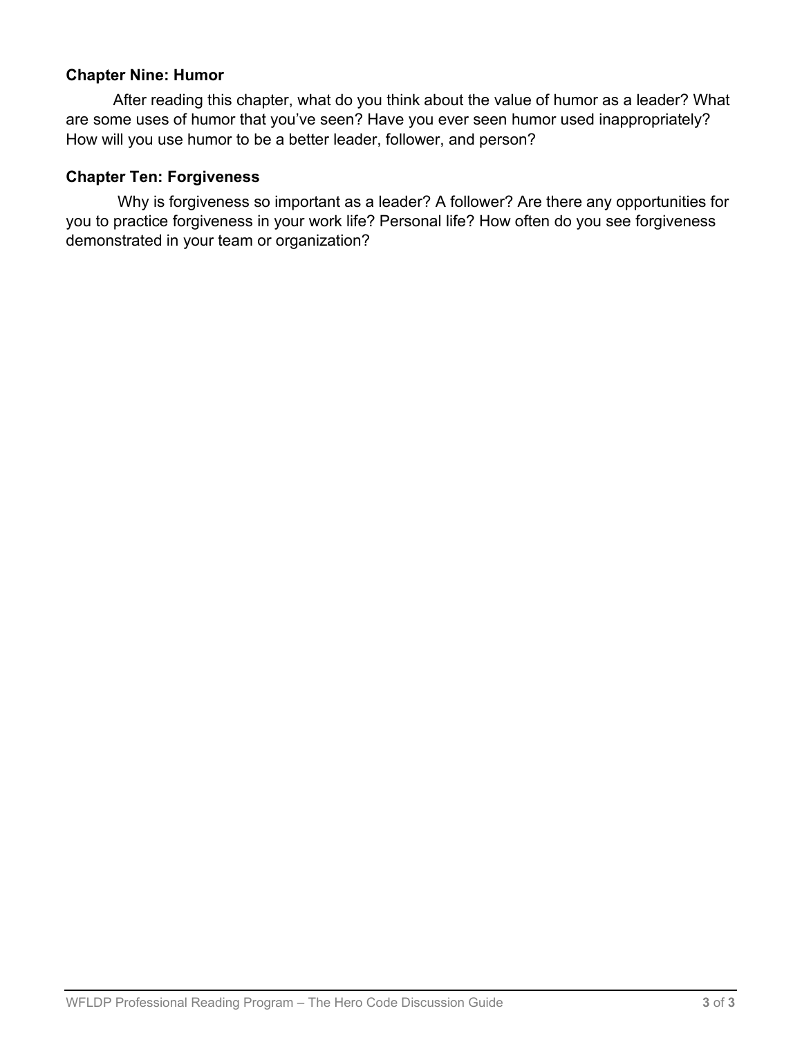**Chapter Nine: Humor**

After reading this chapter, what do you think about the value of humor as a leader? What are some uses of humor that you've seen? Have you ever seen humor used inappropriately? How will you use humor to be a better leader, follower, and person?

**Chapter Ten: Forgiveness**

Why is forgiveness so important as a leader? A follower? Are there any opportunities for you to practice forgiveness in your work life? Personal life? How often do you see forgiveness demonstrated in your team or organization?